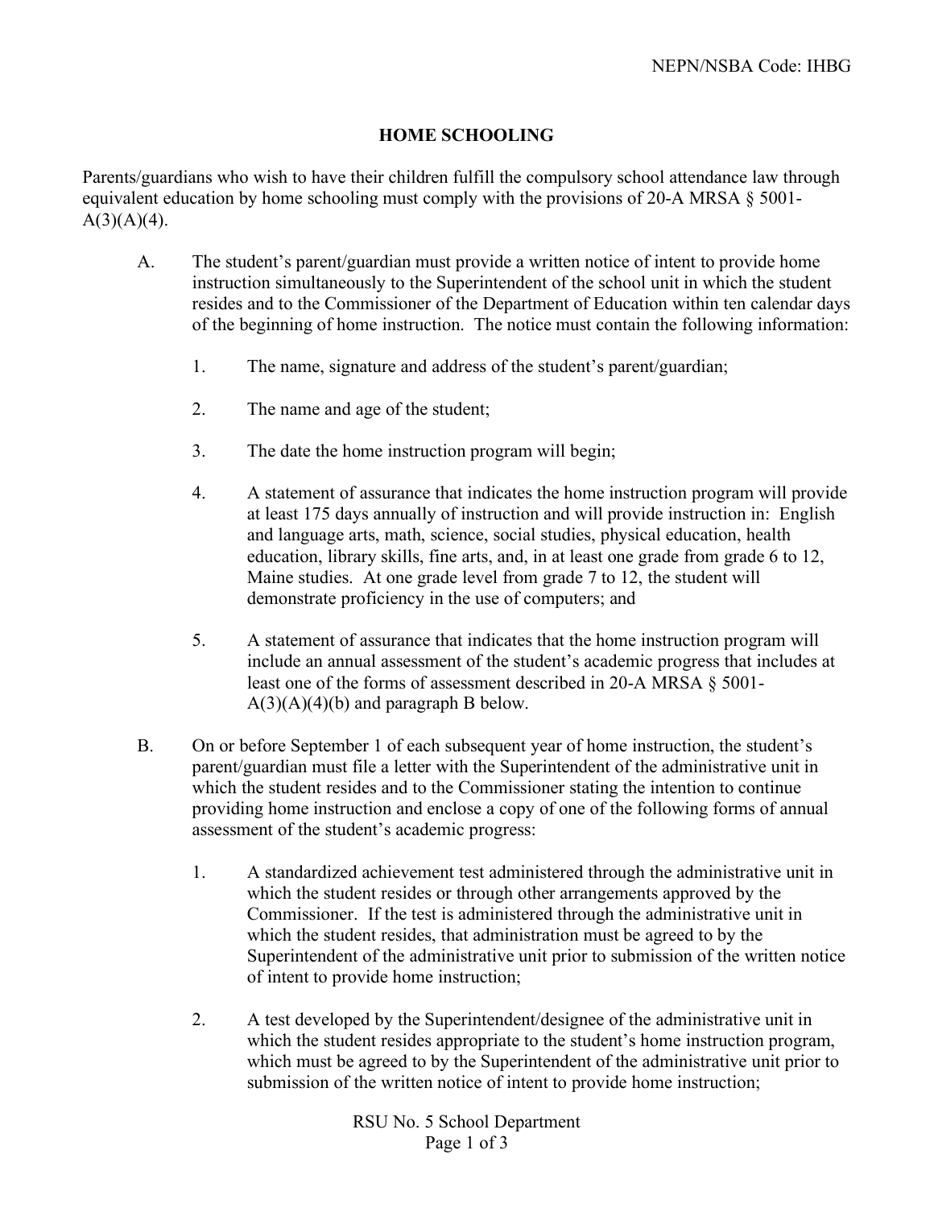NEPN/NSBA Code: IHBG

# HOME SCHOOLING

Parents/guardians who wish to have their children fulfill the compulsory school attendance law through equivalent education by home schooling must comply with the provisions of 20-A MRSA § 5001-A(3)(A)(4).

A. The student's parent/guardian must provide a written notice of intent to provide home instruction simultaneously to the Superintendent of the school unit in which the student resides and to the Commissioner of the Department of Education within ten calendar days of the beginning of home instruction. The notice must contain the following information:

   1. The name, signature and address of the student's parent/guardian;

   2. The name and age of the student;

   3. The date the home instruction program will begin;

   4. A statement of assurance that indicates the home instruction program will provide at least 175 days annually of instruction and will provide instruction in: English and language arts, math, science, social studies, physical education, health education, library skills, fine arts, and, in at least one grade from grade 6 to 12, Maine studies. At one grade level from grade 7 to 12, the student will demonstrate proficiency in the use of computers; and

   5. A statement of assurance that indicates that the home instruction program will include an annual assessment of the student's academic progress that includes at least one of the forms of assessment described in 20-A MRSA § 5001-A(3)(A)(4)(b) and paragraph B below.

B. On or before September 1 of each subsequent year of home instruction, the student's parent/guardian must file a letter with the Superintendent of the administrative unit in which the student resides and to the Commissioner stating the intention to continue providing home instruction and enclose a copy of one of the following forms of annual assessment of the student's academic progress:

   1. A standardized achievement test administered through the administrative unit in which the student resides or through other arrangements approved by the Commissioner. If the test is administered through the administrative unit in which the student resides, that administration must be agreed to by the Superintendent of the administrative unit prior to submission of the written notice of intent to provide home instruction;

   2. A test developed by the Superintendent/designee of the administrative unit in which the student resides appropriate to the student's home instruction program, which must be agreed to by the Superintendent of the administrative unit prior to submission of the written notice of intent to provide home instruction;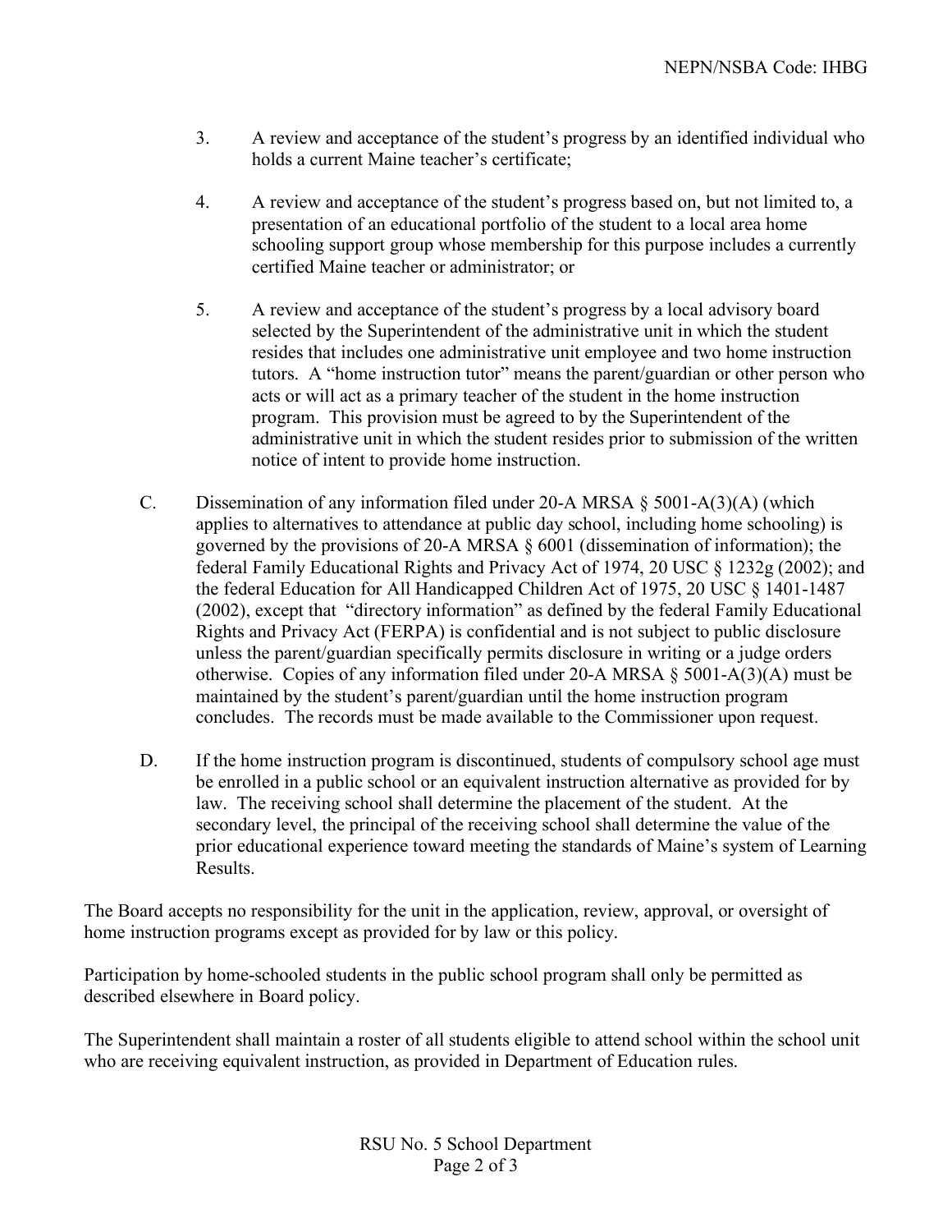3. A review and acceptance of the student's progress by an identified individual who holds a current Maine teacher's certificate;

4. A review and acceptance of the student's progress based on, but not limited to, a presentation of an educational portfolio of the student to a local area home schooling support group whose membership for this purpose includes a currently certified Maine teacher or administrator; or

5. A review and acceptance of the student's progress by a local advisory board selected by the Superintendent of the administrative unit in which the student resides that includes one administrative unit employee and two home instruction tutors. A "home instruction tutor" means the parent/guardian or other person who acts or will act as a primary teacher of the student in the home instruction program. This provision must be agreed to by the Superintendent of the administrative unit in which the student resides prior to submission of the written notice of intent to provide home instruction.

C. Dissemination of any information filed under 20-A MRSA § 5001-A(3)(A) (which applies to alternatives to attendance at public day school, including home schooling) is governed by the provisions of 20-A MRSA § 6001 (dissemination of information); the federal Family Educational Rights and Privacy Act of 1974, 20 USC § 1232g (2002); and the federal Education for All Handicapped Children Act of 1975, 20 USC § 1401-1487 (2002), except that "directory information" as defined by the federal Family Educational Rights and Privacy Act (FERPA) is confidential and is not subject to public disclosure unless the parent/guardian specifically permits disclosure in writing or a judge orders otherwise. Copies of any information filed under 20-A MRSA § 5001-A(3)(A) must be maintained by the student's parent/guardian until the home instruction program concludes. The records must be made available to the Commissioner upon request.

D. If the home instruction program is discontinued, students of compulsory school age must be enrolled in a public school or an equivalent instruction alternative as provided for by law. The receiving school shall determine the placement of the student. At the secondary level, the principal of the receiving school shall determine the value of the prior educational experience toward meeting the standards of Maine's system of Learning Results.

The Board accepts no responsibility for the unit in the application, review, approval, or oversight of home instruction programs except as provided for by law or this policy.

Participation by home-schooled students in the public school program shall only be permitted as described elsewhere in Board policy.

The Superintendent shall maintain a roster of all students eligible to attend school within the school unit who are receiving equivalent instruction, as provided in Department of Education rules.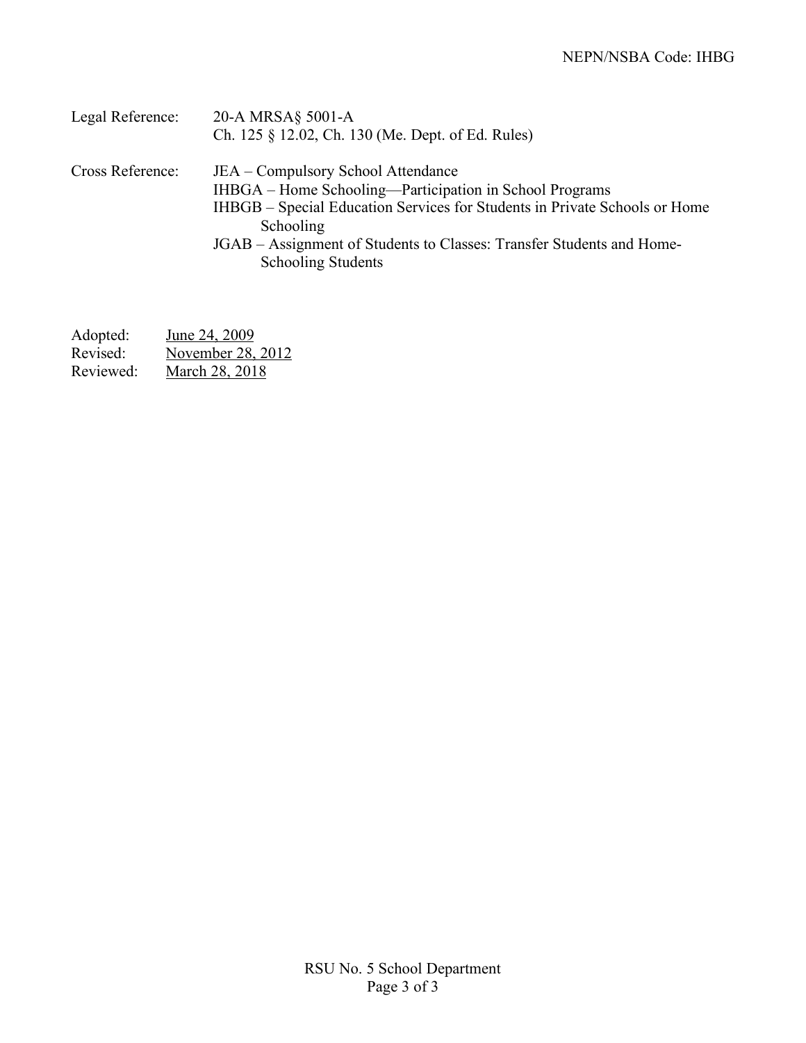Legal Reference: 20-A MRSA§ 5001-A
Ch. 125 § 12.02, Ch. 130 (Me. Dept. of Ed. Rules)

Cross Reference: JEA – Compulsory School Attendance
IHBGA – Home Schooling—Participation in School Programs
IHBGB – Special Education Services for Students in Private Schools or Home Schooling
JGAB – Assignment of Students to Classes: Transfer Students and Home-Schooling Students

Adopted: June 24, 2009
Revised: November 28, 2012
Reviewed: March 28, 2018